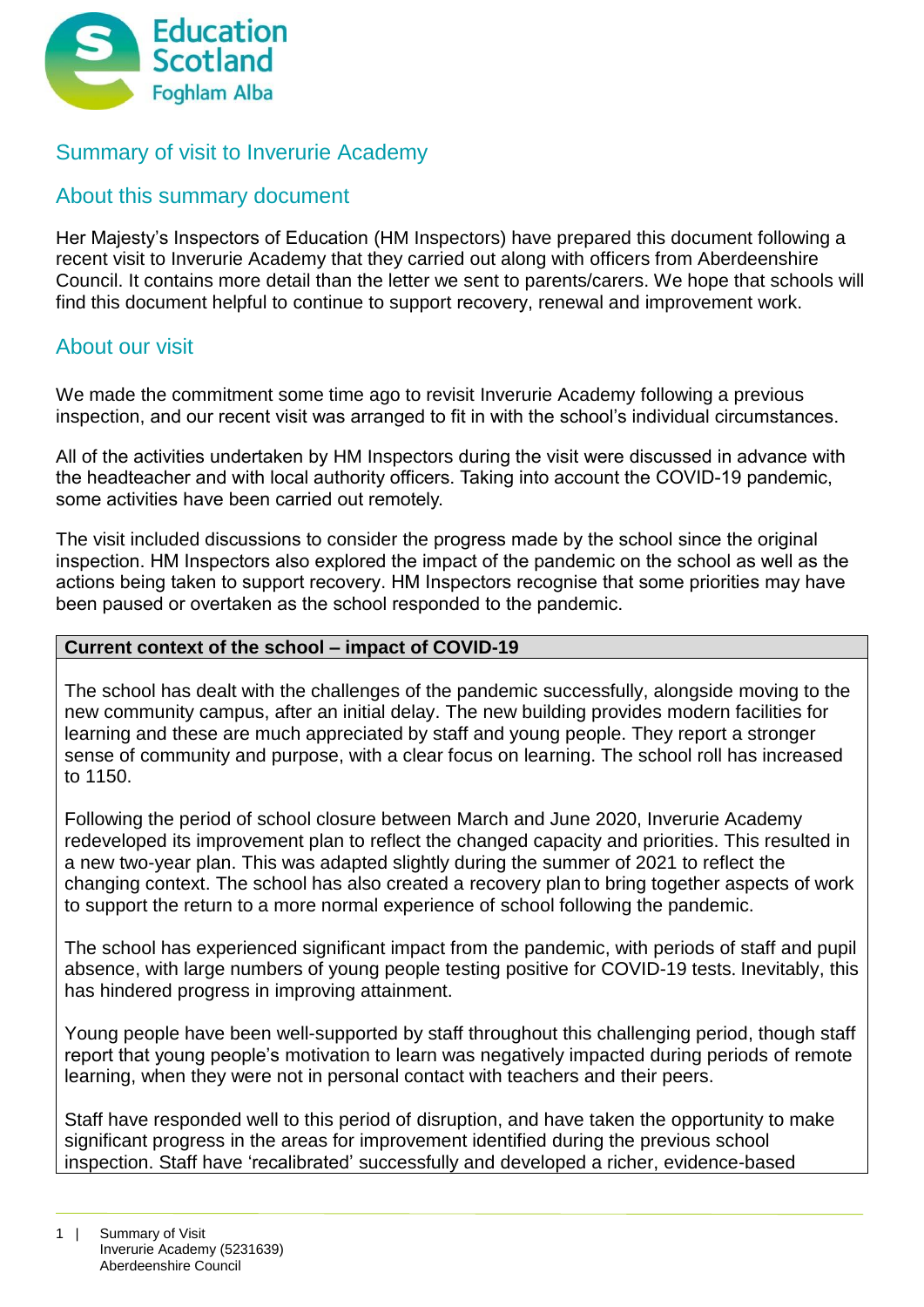# Summary of visit to Inverurie Academy

## About this summary document

Her Majesty's Inspectors of Education (HM Inspectors) have prepared this document following a recent visit to Inverurie Academy that they carried out along with officers from Aberdeenshire Council. It contains more detail than the letter we sent to parents/carers. We hope that schools will find this document helpful to continue to support recovery, renewal and improvement work.

## About our visit

We made the commitment some time ago to revisit Inverurie Academy following a previous inspection, and our recent visit was arranged to fit in with the school's individual circumstances.

All of the activities undertaken by HM Inspectors during the visit were discussed in advance with the headteacher and with local authority officers. Taking into account the COVID-19 pandemic, some activities have been carried out remotely.

The visit included discussions to consider the progress made by the school since the original inspection. HM Inspectors also explored the impact of the pandemic on the school as well as the actions being taken to support recovery. HM Inspectors recognise that some priorities may have been paused or overtaken as the school responded to the pandemic.

### Current context of the school – impact of COVID-19

The school has dealt with the challenges of the pandemic successfully, alongside moving to the new community campus, after an initial delay. The new building provides modern facilities for learning and these are much appreciated by staff and young people. They report a stronger sense of community and purpose, with a clear focus on learning. The school roll has increased to 1150.

Following the period of school closure between March and June 2020, Inverurie Academy redeveloped its improvement plan to reflect the changed capacity and priorities. This resulted in a new two-year plan. This was adapted slightly during the summer of 2021 to reflect the changing context. The school has also created a recovery plan to bring together aspects of work to support the return to a more normal experience of school following the pandemic.

The school has experienced significant impact from the pandemic, with periods of staff and pupil absence, with large numbers of young people testing positive for COVID-19 tests. Inevitably, this has hindered progress in improving attainment.

Young people have been well-supported by staff throughout this challenging period, though staff report that young people's motivation to learn was negatively impacted during periods of remote learning, when they were not in personal contact with teachers and their peers.

Staff have responded well to this period of disruption, and have taken the opportunity to make significant progress in the areas for improvement identified during the previous school inspection. Staff have 'recalibrated' successfully and developed a richer, evidence-based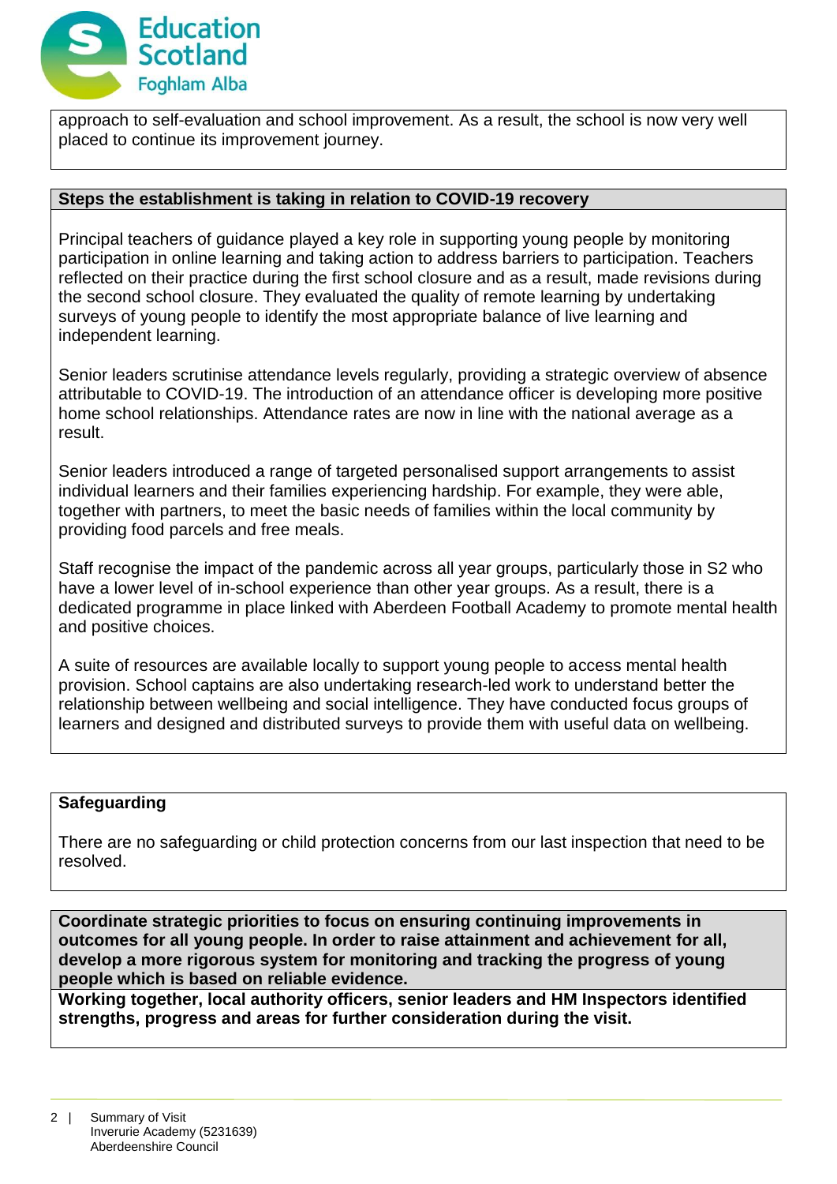approach to self-evaluation and school improvement. As a result, the school is now very well placed to continue its improvement journey.

**Steps the establishment is taking in relation to COVID-19 recovery**

Principal teachers of guidance played a key role in supporting young people by monitoring participation in online learning and taking action to address barriers to participation. Teachers reflected on their practice during the first school closure and as a result, made revisions during the second school closure. They evaluated the quality of remote learning by undertaking surveys of young people to identify the most appropriate balance of live learning and independent learning.

Senior leaders scrutinise attendance levels regularly, providing a strategic overview of absence attributable to COVID-19. The introduction of an attendance officer is developing more positive home school relationships. Attendance rates are now in line with the national average as a result.

Senior leaders introduced a range of targeted personalised support arrangements to assist individual learners and their families experiencing hardship. For example, they were able, together with partners, to meet the basic needs of families within the local community by providing food parcels and free meals.

Staff recognise the impact of the pandemic across all year groups, particularly those in S2 who have a lower level of in-school experience than other year groups. As a result, there is a dedicated programme in place linked with Aberdeen Football Academy to promote mental health and positive choices.

A suite of resources are available locally to support young people to access mental health provision. School captains are also undertaking research-led work to understand better the relationship between wellbeing and social intelligence. They have conducted focus groups of learners and designed and distributed surveys to provide them with useful data on wellbeing.

**Safeguarding**

There are no safeguarding or child protection concerns from our last inspection that need to be resolved.

**Coordinate strategic priorities to focus on ensuring continuing improvements in outcomes for all young people. In order to raise attainment and achievement for all, develop a more rigorous system for monitoring and tracking the progress of young people which is based on reliable evidence.**

**Working together, local authority officers, senior leaders and HM Inspectors identified strengths, progress and areas for further consideration during the visit.**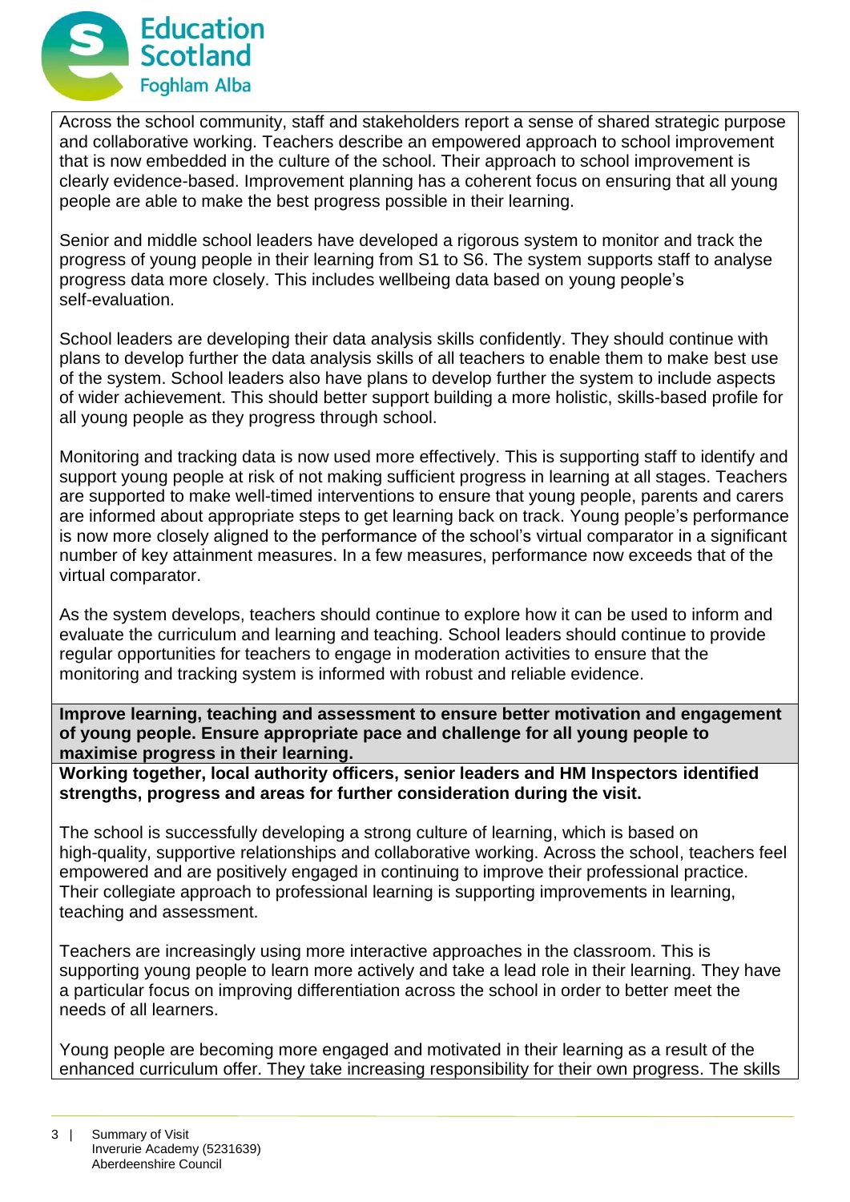Across the school community, staff and stakeholders report a sense of shared strategic purpose and collaborative working. Teachers describe an empowered approach to school improvement that is now embedded in the culture of the school. Their approach to school improvement is clearly evidence-based. Improvement planning has a coherent focus on ensuring that all young people are able to make the best progress possible in their learning.

Senior and middle school leaders have developed a rigorous system to monitor and track the progress of young people in their learning from S1 to S6. The system supports staff to analyse progress data more closely. This includes wellbeing data based on young people's self-evaluation.

School leaders are developing their data analysis skills confidently. They should continue with plans to develop further the data analysis skills of all teachers to enable them to make best use of the system. School leaders also have plans to develop further the system to include aspects of wider achievement. This should better support building a more holistic, skills-based profile for all young people as they progress through school.

Monitoring and tracking data is now used more effectively. This is supporting staff to identify and support young people at risk of not making sufficient progress in learning at all stages. Teachers are supported to make well-timed interventions to ensure that young people, parents and carers are informed about appropriate steps to get learning back on track. Young people's performance is now more closely aligned to the performance of the school's virtual comparator in a significant number of key attainment measures. In a few measures, performance now exceeds that of the virtual comparator.

As the system develops, teachers should continue to explore how it can be used to inform and evaluate the curriculum and learning and teaching. School leaders should continue to provide regular opportunities for teachers to engage in moderation activities to ensure that the monitoring and tracking system is informed with robust and reliable evidence.

**Improve learning, teaching and assessment to ensure better motivation and engagement of young people. Ensure appropriate pace and challenge for all young people to maximise progress in their learning.**

**Working together, local authority officers, senior leaders and HM Inspectors identified strengths, progress and areas for further consideration during the visit.**

The school is successfully developing a strong culture of learning, which is based on high-quality, supportive relationships and collaborative working. Across the school, teachers feel empowered and are positively engaged in continuing to improve their professional practice. Their collegiate approach to professional learning is supporting improvements in learning, teaching and assessment.

Teachers are increasingly using more interactive approaches in the classroom. This is supporting young people to learn more actively and take a lead role in their learning. They have a particular focus on improving differentiation across the school in order to better meet the needs of all learners.

Young people are becoming more engaged and motivated in their learning as a result of the enhanced curriculum offer. They take increasing responsibility for their own progress. The skills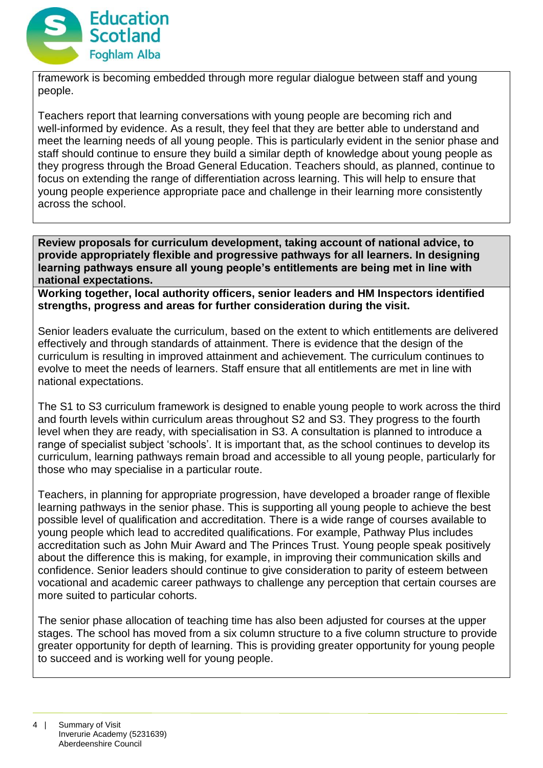framework is becoming embedded through more regular dialogue between staff and young people.

Teachers report that learning conversations with young people are becoming rich and well-informed by evidence. As a result, they feel that they are better able to understand and meet the learning needs of all young people. This is particularly evident in the senior phase and staff should continue to ensure they build a similar depth of knowledge about young people as they progress through the Broad General Education. Teachers should, as planned, continue to focus on extending the range of differentiation across learning. This will help to ensure that young people experience appropriate pace and challenge in their learning more consistently across the school.

**Review proposals for curriculum development, taking account of national advice, to provide appropriately flexible and progressive pathways for all learners. In designing learning pathways ensure all young people's entitlements are being met in line with national expectations.**

**Working together, local authority officers, senior leaders and HM Inspectors identified strengths, progress and areas for further consideration during the visit.**

Senior leaders evaluate the curriculum, based on the extent to which entitlements are delivered effectively and through standards of attainment. There is evidence that the design of the curriculum is resulting in improved attainment and achievement. The curriculum continues to evolve to meet the needs of learners. Staff ensure that all entitlements are met in line with national expectations.

The S1 to S3 curriculum framework is designed to enable young people to work across the third and fourth levels within curriculum areas throughout S2 and S3. They progress to the fourth level when they are ready, with specialisation in S3. A consultation is planned to introduce a range of specialist subject 'schools'. It is important that, as the school continues to develop its curriculum, learning pathways remain broad and accessible to all young people, particularly for those who may specialise in a particular route.

Teachers, in planning for appropriate progression, have developed a broader range of flexible learning pathways in the senior phase. This is supporting all young people to achieve the best possible level of qualification and accreditation. There is a wide range of courses available to young people which lead to accredited qualifications. For example, Pathway Plus includes accreditation such as John Muir Award and The Princes Trust. Young people speak positively about the difference this is making, for example, in improving their communication skills and confidence. Senior leaders should continue to give consideration to parity of esteem between vocational and academic career pathways to challenge any perception that certain courses are more suited to particular cohorts.

The senior phase allocation of teaching time has also been adjusted for courses at the upper stages. The school has moved from a six column structure to a five column structure to provide greater opportunity for depth of learning. This is providing greater opportunity for young people to succeed and is working well for young people.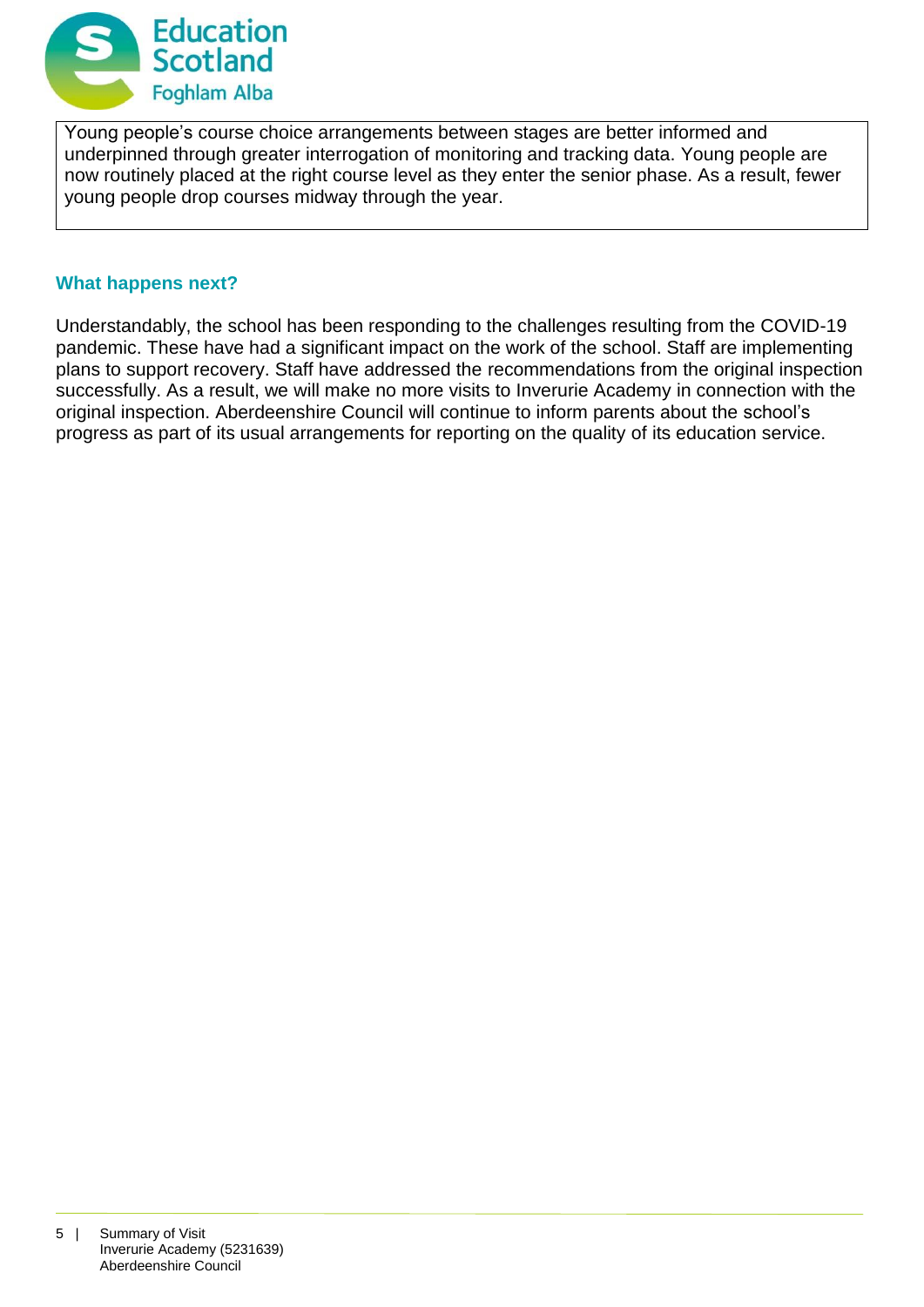Young people's course choice arrangements between stages are better informed and underpinned through greater interrogation of monitoring and tracking data. Young people are now routinely placed at the right course level as they enter the senior phase. As a result, fewer young people drop courses midway through the year.

## What happens next?

Understandably, the school has been responding to the challenges resulting from the COVID-19 pandemic. These have had a significant impact on the work of the school. Staff are implementing plans to support recovery. Staff have addressed the recommendations from the original inspection successfully. As a result, we will make no more visits to Inverurie Academy in connection with the original inspection. Aberdeenshire Council will continue to inform parents about the school's progress as part of its usual arrangements for reporting on the quality of its education service.